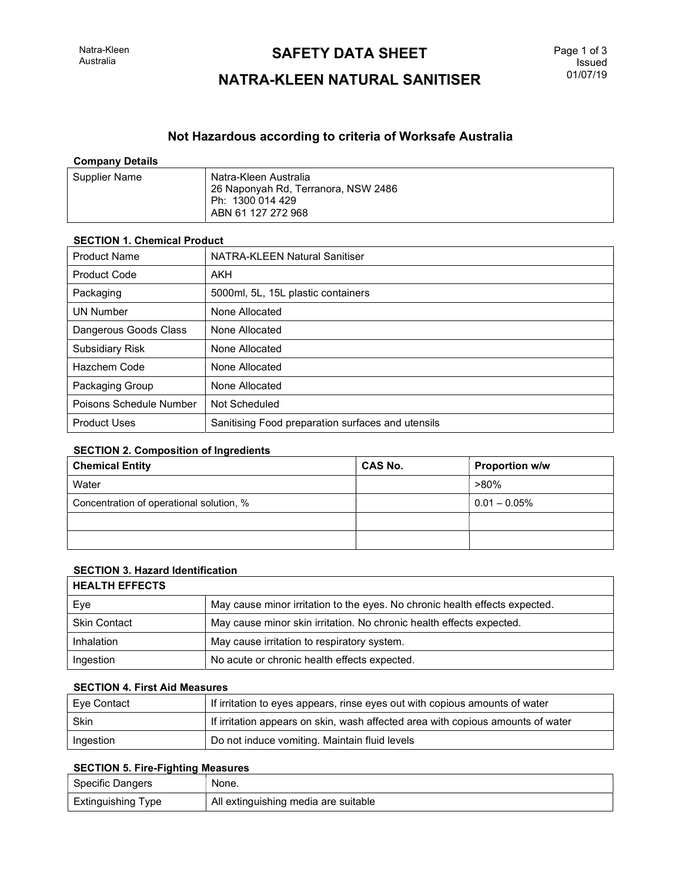# SAFETY DATA SHEET

# NATRA-KLEEN NATURAL SANITISER

Issued 01/07/19

## Not Hazardous according to criteria of Worksafe Australia

**Company Details**

| Supplier Name | Natra-Kleen Australia<br>26 Naponyah Rd, Terranora, NSW 2486<br>Ph: 1300 014 429<br>ABN 61 127 272 968 |
|---|---|

**SECTION 1. Chemical Product**

| Product Name | NATRA-KLEEN Natural Sanitiser |
|---|---|
| Product Code | AKH |
| Packaging | 5000ml, 5L, 15L plastic containers |
| UN Number | None Allocated |
| Dangerous Goods Class | None Allocated |
| Subsidiary Risk | None Allocated |
| Hazchem Code | None Allocated |
| Packaging Group | None Allocated |
| Poisons Schedule Number | Not Scheduled |
| Product Uses | Sanitising Food preparation surfaces and utensils |

**SECTION 2. Composition of Ingredients**

| Chemical Entity | CAS No. | Proportion w/w |
|---|---|---|
| Water | | >80% |
| Concentration of operational solution, % | | 0.01 – 0.05% |
| | | |
| | | |

**SECTION 3. Hazard Identification**

| HEALTH EFFECTS | |
|---|---|
| Eye | May cause minor irritation to the eyes. No chronic health effects expected. |
| Skin Contact | May cause minor skin irritation. No chronic health effects expected. |
| Inhalation | May cause irritation to respiratory system. |
| Ingestion | No acute or chronic health effects expected. |

**SECTION 4. First Aid Measures**

| Eye Contact | If irritation to eyes appears, rinse eyes out with copious amounts of water |
|---|---|
| Skin | If irritation appears on skin, wash affected area with copious amounts of water |
| Ingestion | Do not induce vomiting. Maintain fluid levels |

**SECTION 5. Fire-Fighting Measures**

| Specific Dangers | None. |
|---|---|
| Extinguishing Type | All extinguishing media are suitable |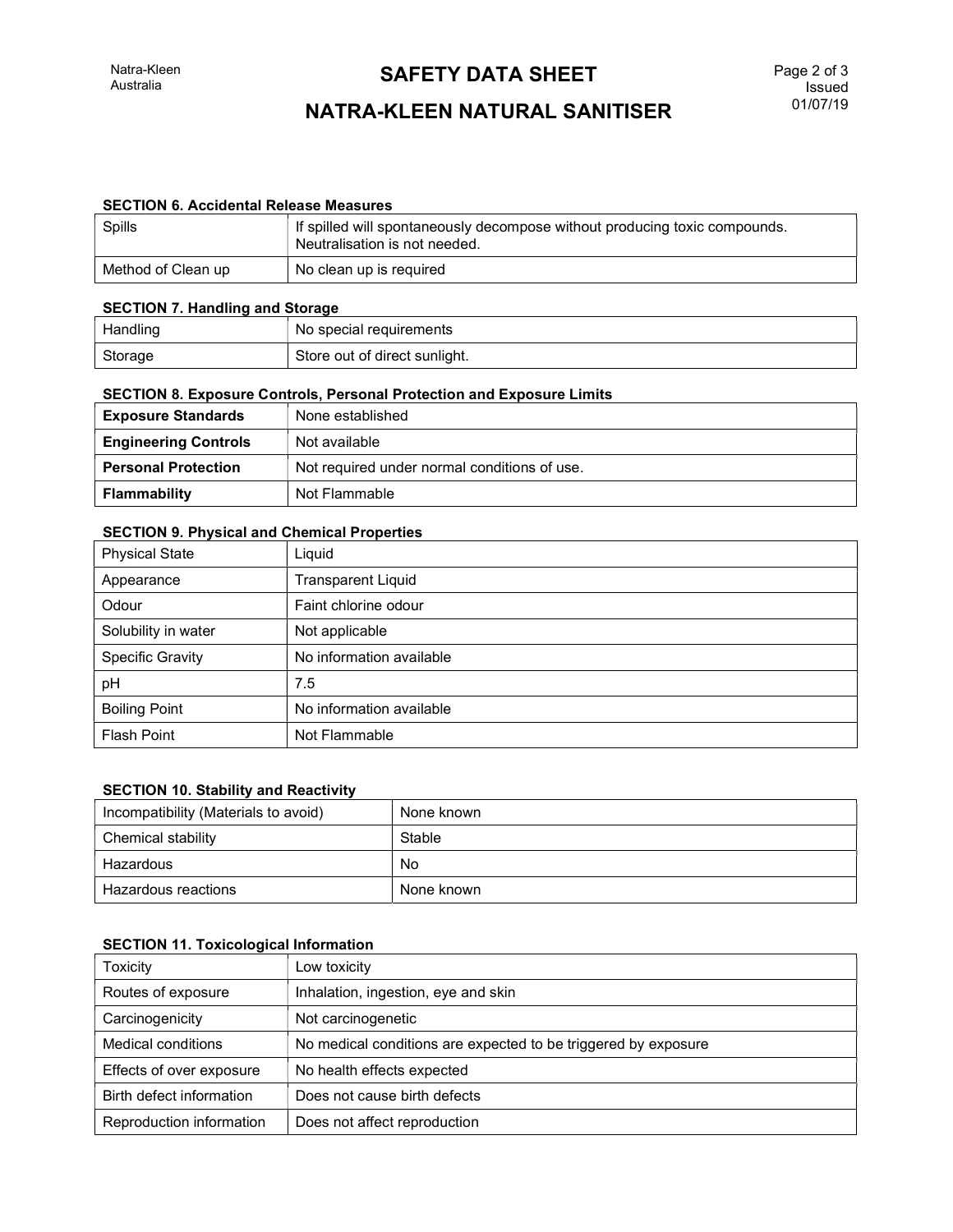### SECTION 6. Accidental Release Measures

| | |
|---|---|
| Spills | If spilled will spontaneously decompose without producing toxic compounds. Neutralisation is not needed. |
| Method of Clean up | No clean up is required |

### SECTION 7. Handling and Storage

| | |
|---|---|
| Handling | No special requirements |
| Storage | Store out of direct sunlight. |

### SECTION 8. Exposure Controls, Personal Protection and Exposure Limits

| | |
|---|---|
| **Exposure Standards** | None established |
| **Engineering Controls** | Not available |
| **Personal Protection** | Not required under normal conditions of use. |
| **Flammability** | Not Flammable |

### SECTION 9. Physical and Chemical Properties

| | |
|---|---|
| Physical State | Liquid |
| Appearance | Transparent Liquid |
| Odour | Faint chlorine odour |
| Solubility in water | Not applicable |
| Specific Gravity | No information available |
| pH | 7.5 |
| Boiling Point | No information available |
| Flash Point | Not Flammable |

### SECTION 10. Stability and Reactivity

| | |
|---|---|
| Incompatibility (Materials to avoid) | None known |
| Chemical stability | Stable |
| Hazardous | No |
| Hazardous reactions | None known |

### SECTION 11. Toxicological Information

| | |
|---|---|
| Toxicity | Low toxicity |
| Routes of exposure | Inhalation, ingestion, eye and skin |
| Carcinogenicity | Not carcinogenetic |
| Medical conditions | No medical conditions are expected to be triggered by exposure |
| Effects of over exposure | No health effects expected |
| Birth defect information | Does not cause birth defects |
| Reproduction information | Does not affect reproduction |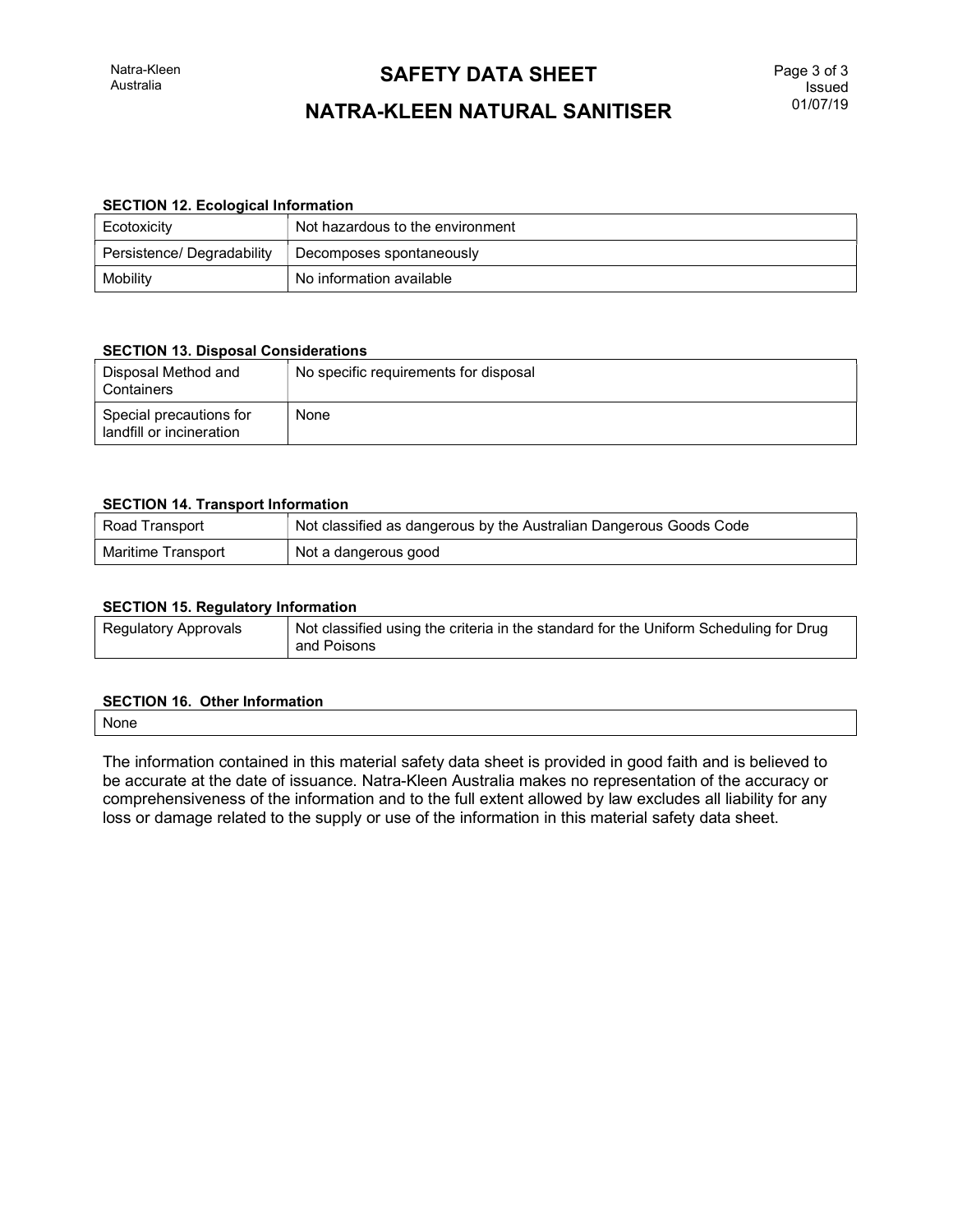**SECTION 12. Ecological Information**

| | |
|---|---|
| Ecotoxicity | Not hazardous to the environment |
| Persistence/ Degradability | Decomposes spontaneously |
| Mobility | No information available |

**SECTION 13. Disposal Considerations**

| | |
|---|---|
| Disposal Method and Containers | No specific requirements for disposal |
| Special precautions for landfill or incineration | None |

**SECTION 14. Transport Information**

| | |
|---|---|
| Road Transport | Not classified as dangerous by the Australian Dangerous Goods Code |
| Maritime Transport | Not a dangerous good |

**SECTION 15. Regulatory Information**

| | |
|---|---|
| Regulatory Approvals | Not classified using the criteria in the standard for the Uniform Scheduling for Drug and Poisons |

**SECTION 16. Other Information**

None

The information contained in this material safety data sheet is provided in good faith and is believed to be accurate at the date of issuance. Natra-Kleen Australia makes no representation of the accuracy or comprehensiveness of the information and to the full extent allowed by law excludes all liability for any loss or damage related to the supply or use of the information in this material safety data sheet.